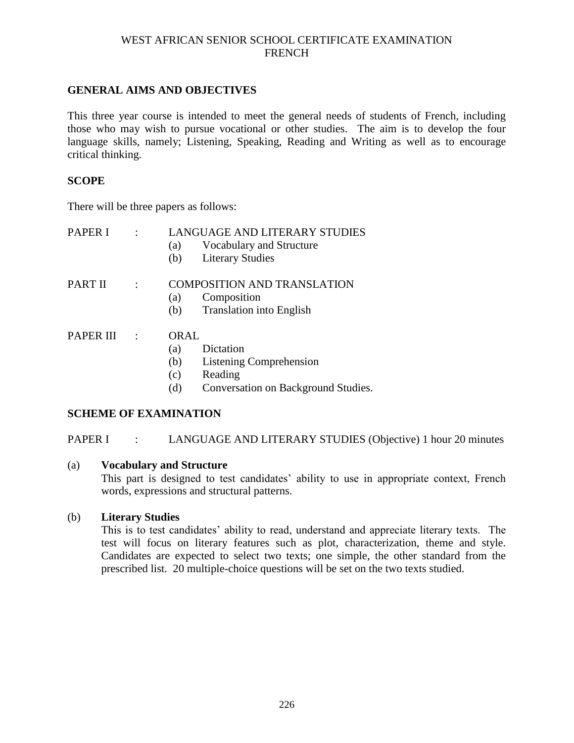# WEST AFRICAN SENIOR SCHOOL CERTIFICATE EXAMINATION
# FRENCH

## GENERAL AIMS AND OBJECTIVES

This three year course is intended to meet the general needs of students of French, including those who may wish to pursue vocational or other studies. The aim is to develop the four language skills, namely; Listening, Speaking, Reading and Writing as well as to encourage critical thinking.

## SCOPE

There will be three papers as follows:

PAPER I : LANGUAGE AND LITERARY STUDIES
- (a) Vocabulary and Structure
- (b) Literary Studies

PART II : COMPOSITION AND TRANSLATION
- (a) Composition
- (b) Translation into English

PAPER III : ORAL
- (a) Dictation
- (b) Listening Comprehension
- (c) Reading
- (d) Conversation on Background Studies.

## SCHEME OF EXAMINATION

PAPER I : LANGUAGE AND LITERARY STUDIES (Objective) 1 hour 20 minutes

(a) **Vocabulary and Structure**
This part is designed to test candidates' ability to use in appropriate context, French words, expressions and structural patterns.

(b) **Literary Studies**
This is to test candidates' ability to read, understand and appreciate literary texts. The test will focus on literary features such as plot, characterization, theme and style. Candidates are expected to select two texts; one simple, the other standard from the prescribed list. 20 multiple-choice questions will be set on the two texts studied.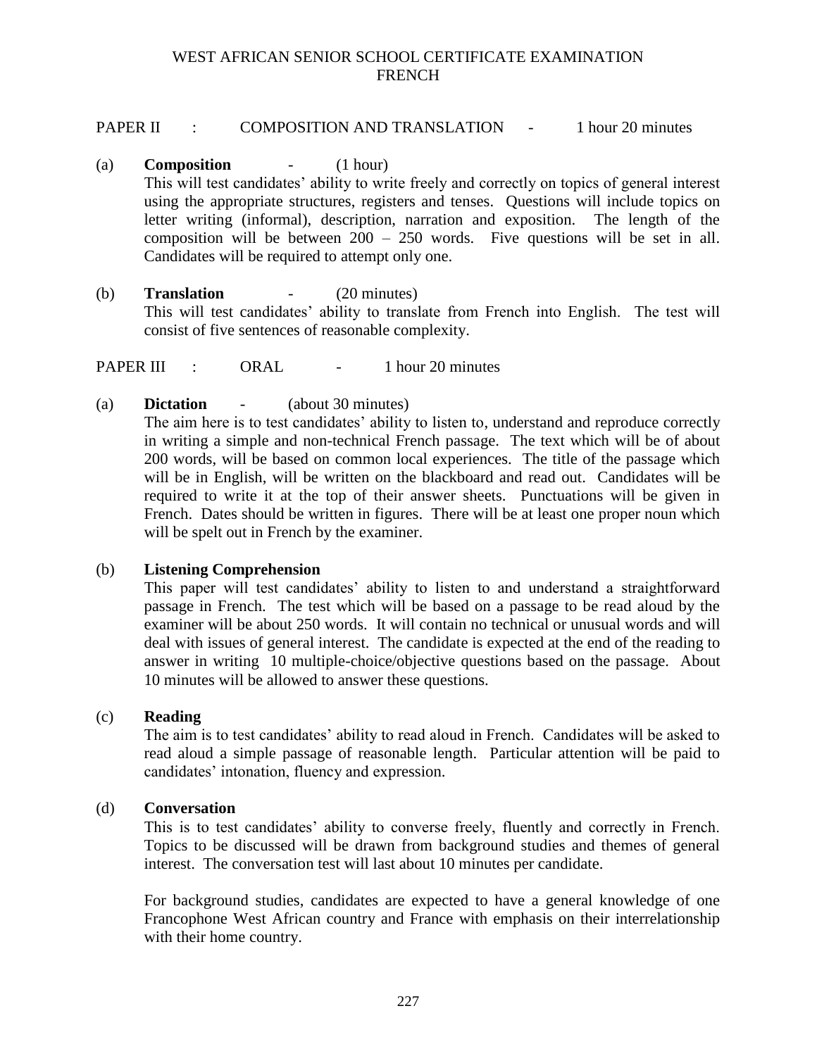# WEST AFRICAN SENIOR SCHOOL CERTIFICATE EXAMINATION
# FRENCH

## PAPER II : COMPOSITION AND TRANSLATION - 1 hour 20 minutes

(a) **Composition** - (1 hour)

This will test candidates' ability to write freely and correctly on topics of general interest using the appropriate structures, registers and tenses. Questions will include topics on letter writing (informal), description, narration and exposition. The length of the composition will be between 200 – 250 words. Five questions will be set in all. Candidates will be required to attempt only one.

(b) **Translation** - (20 minutes)

This will test candidates' ability to translate from French into English. The test will consist of five sentences of reasonable complexity.

## PAPER III : ORAL - 1 hour 20 minutes

(a) **Dictation** - (about 30 minutes)

The aim here is to test candidates' ability to listen to, understand and reproduce correctly in writing a simple and non-technical French passage. The text which will be of about 200 words, will be based on common local experiences. The title of the passage which will be in English, will be written on the blackboard and read out. Candidates will be required to write it at the top of their answer sheets. Punctuations will be given in French. Dates should be written in figures. There will be at least one proper noun which will be spelt out in French by the examiner.

(b) **Listening Comprehension**

This paper will test candidates' ability to listen to and understand a straightforward passage in French. The test which will be based on a passage to be read aloud by the examiner will be about 250 words. It will contain no technical or unusual words and will deal with issues of general interest. The candidate is expected at the end of the reading to answer in writing 10 multiple-choice/objective questions based on the passage. About 10 minutes will be allowed to answer these questions.

(c) **Reading**

The aim is to test candidates' ability to read aloud in French. Candidates will be asked to read aloud a simple passage of reasonable length. Particular attention will be paid to candidates' intonation, fluency and expression.

(d) **Conversation**

This is to test candidates' ability to converse freely, fluently and correctly in French. Topics to be discussed will be drawn from background studies and themes of general interest. The conversation test will last about 10 minutes per candidate.

For background studies, candidates are expected to have a general knowledge of one Francophone West African country and France with emphasis on their interrelationship with their home country.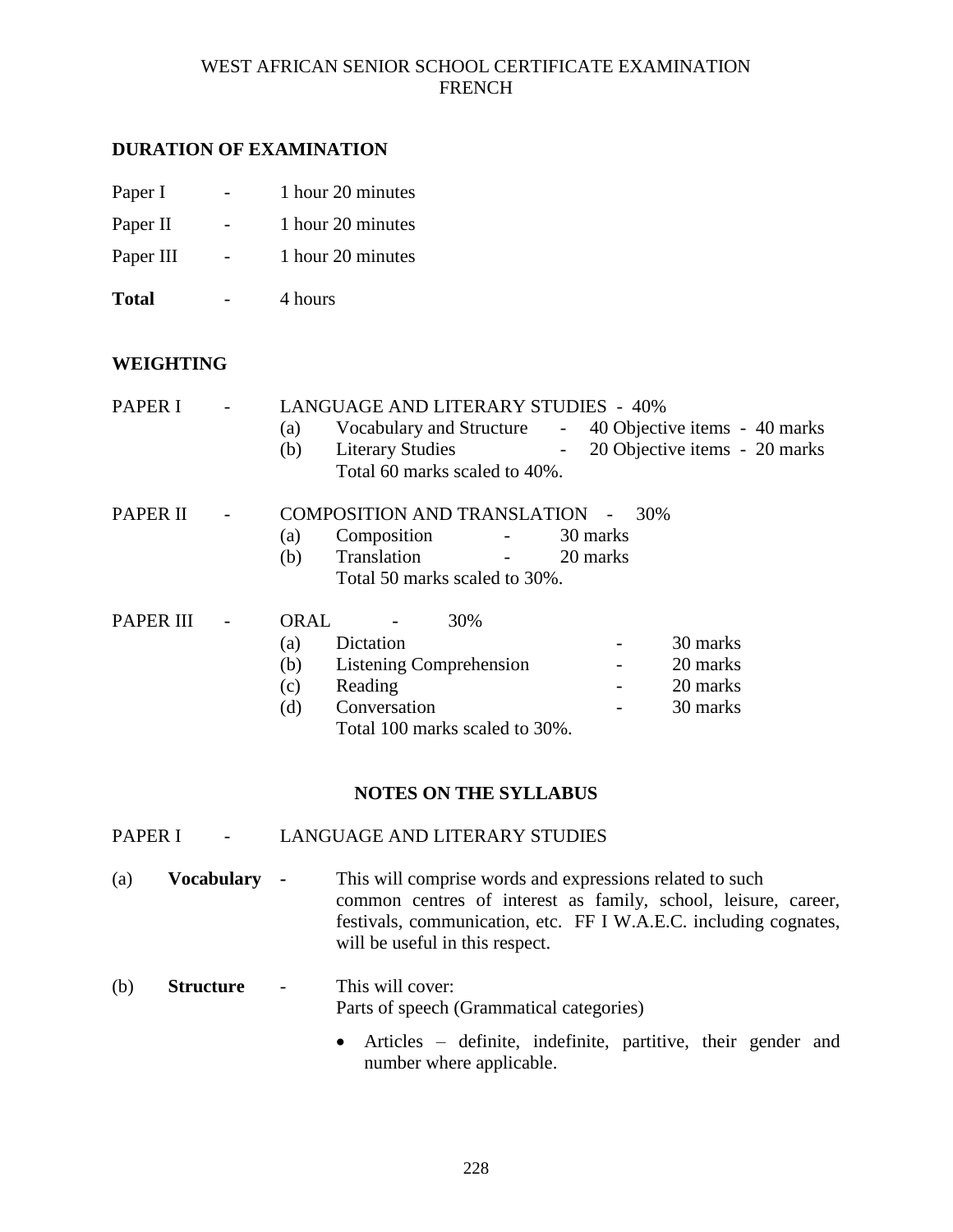# WEST AFRICAN SENIOR SCHOOL CERTIFICATE EXAMINATION
# FRENCH

## DURATION OF EXAMINATION

Paper I - 1 hour 20 minutes

Paper II - 1 hour 20 minutes

Paper III - 1 hour 20 minutes

**Total** - 4 hours

## WEIGHTING

PAPER I - LANGUAGE AND LITERARY STUDIES - 40%

(a) Vocabulary and Structure - 40 Objective items - 40 marks
(b) Literary Studies - 20 Objective items - 20 marks
Total 60 marks scaled to 40%.

PAPER II - COMPOSITION AND TRANSLATION - 30%

(a) Composition - 30 marks
(b) Translation - 20 marks
Total 50 marks scaled to 30%.

PAPER III - ORAL - 30%

(a) Dictation - 30 marks
(b) Listening Comprehension - 20 marks
(c) Reading - 20 marks
(d) Conversation - 30 marks
Total 100 marks scaled to 30%.

## NOTES ON THE SYLLABUS

PAPER I - LANGUAGE AND LITERARY STUDIES

(a) **Vocabulary** - This will comprise words and expressions related to such common centres of interest as family, school, leisure, career, festivals, communication, etc. FF I W.A.E.C. including cognates, will be useful in this respect.

(b) **Structure** - This will cover:
Parts of speech (Grammatical categories)

- Articles – definite, indefinite, partitive, their gender and number where applicable.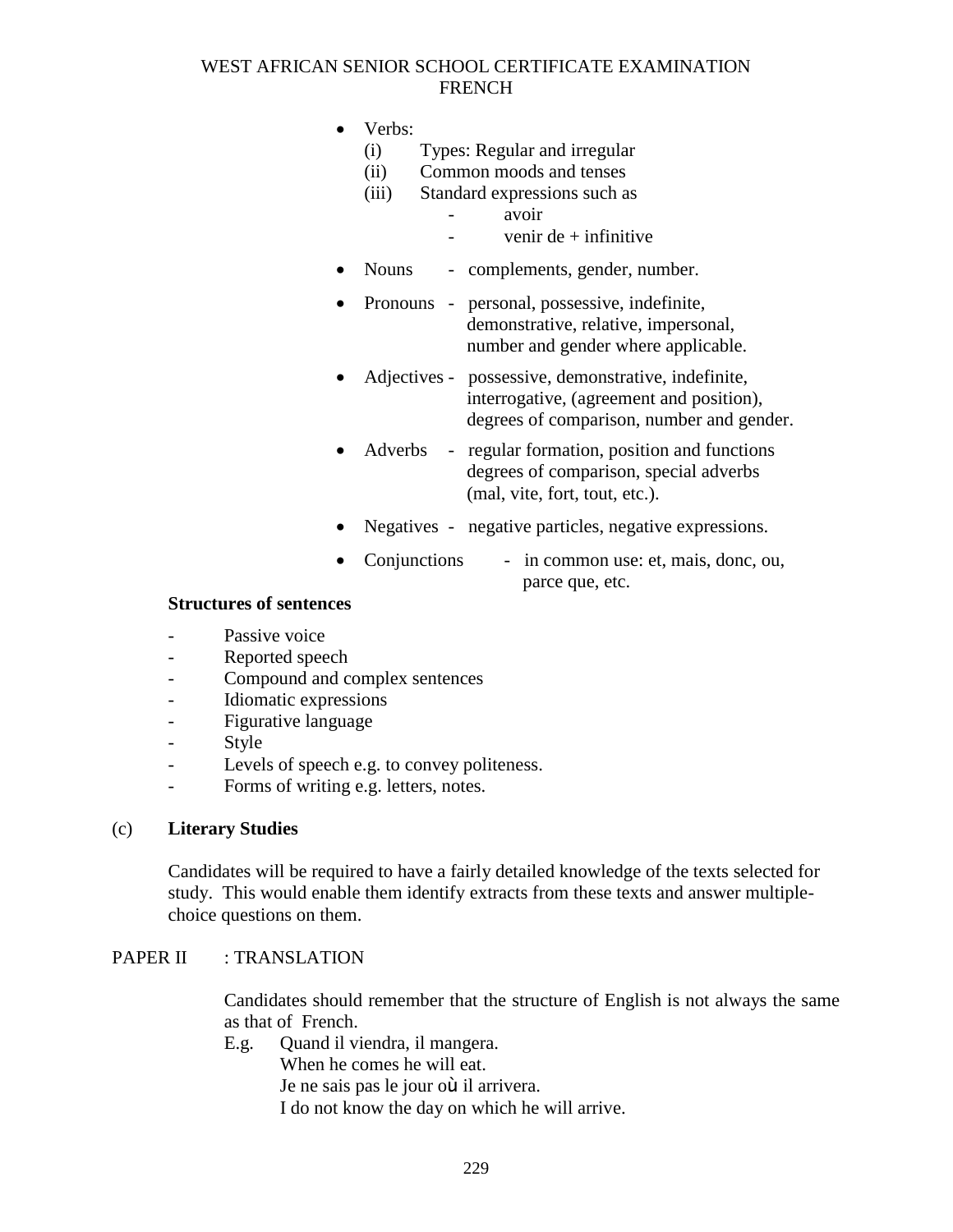- Verbs:
  - (i) Types: Regular and irregular
  - (ii) Common moods and tenses
  - (iii) Standard expressions such as
    - avoir
    - venir de + infinitive
- Nouns - complements, gender, number.
- Pronouns - personal, possessive, indefinite, demonstrative, relative, impersonal, number and gender where applicable.
- Adjectives - possessive, demonstrative, indefinite, interrogative, (agreement and position), degrees of comparison, number and gender.
- Adverbs - regular formation, position and functions degrees of comparison, special adverbs (mal, vite, fort, tout, etc.).
- Negatives - negative particles, negative expressions.
- Conjunctions - in common use: et, mais, donc, ou, parce que, etc.

**Structures of sentences**

- Passive voice
- Reported speech
- Compound and complex sentences
- Idiomatic expressions
- Figurative language
- Style
- Levels of speech e.g. to convey politeness.
- Forms of writing e.g. letters, notes.

(c) **Literary Studies**

Candidates will be required to have a fairly detailed knowledge of the texts selected for study. This would enable them identify extracts from these texts and answer multiple-choice questions on them.

PAPER II : TRANSLATION

Candidates should remember that the structure of English is not always the same as that of French.

E.g. Quand il viendra, il mangera.
When he comes he will eat.
Je ne sais pas le jour où il arrivera.
I do not know the day on which he will arrive.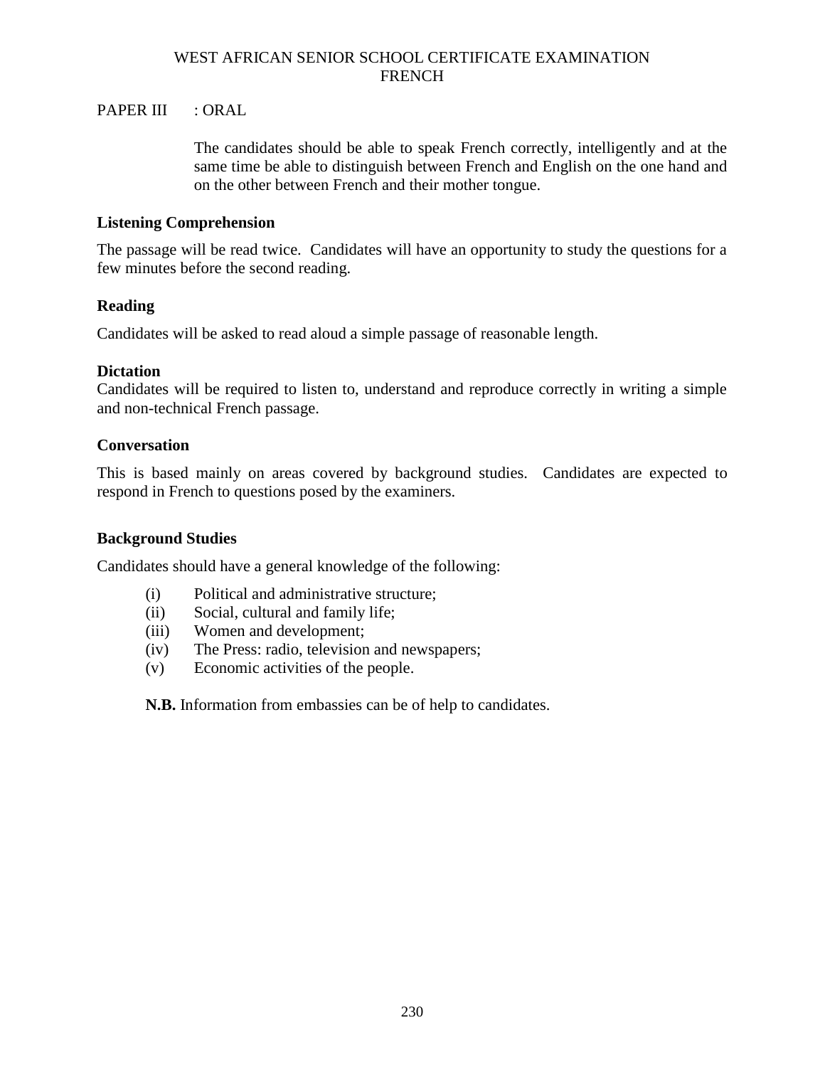WEST AFRICAN SENIOR SCHOOL CERTIFICATE EXAMINATION
FRENCH

PAPER III : ORAL

The candidates should be able to speak French correctly, intelligently and at the same time be able to distinguish between French and English on the one hand and on the other between French and their mother tongue.

**Listening Comprehension**

The passage will be read twice. Candidates will have an opportunity to study the questions for a few minutes before the second reading.

**Reading**

Candidates will be asked to read aloud a simple passage of reasonable length.

**Dictation**

Candidates will be required to listen to, understand and reproduce correctly in writing a simple and non-technical French passage.

**Conversation**

This is based mainly on areas covered by background studies. Candidates are expected to respond in French to questions posed by the examiners.

**Background Studies**

Candidates should have a general knowledge of the following:

(i) Political and administrative structure;
(ii) Social, cultural and family life;
(iii) Women and development;
(iv) The Press: radio, television and newspapers;
(v) Economic activities of the people.

**N.B.** Information from embassies can be of help to candidates.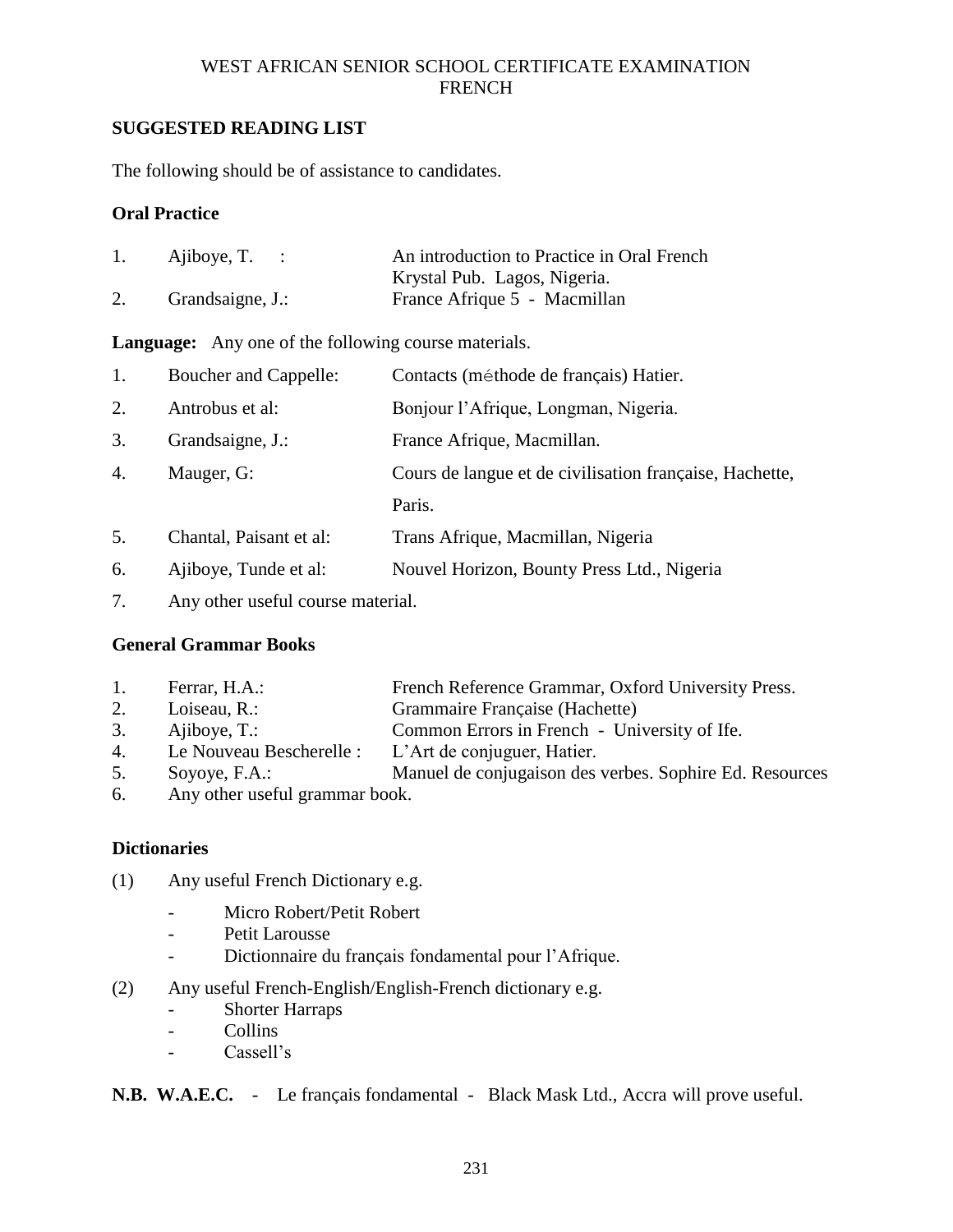WEST AFRICAN SENIOR SCHOOL CERTIFICATE EXAMINATION
FRENCH

## SUGGESTED READING LIST

The following should be of assistance to candidates.

### Oral Practice

1. Ajiboye, T. : An introduction to Practice in Oral French Krystal Pub. Lagos, Nigeria.
2. Grandsaigne, J.: France Afrique 5 - Macmillan

**Language:** Any one of the following course materials.

1. Boucher and Cappelle: Contacts (méthode de français) Hatier.
2. Antrobus et al: Bonjour l'Afrique, Longman, Nigeria.
3. Grandsaigne, J.: France Afrique, Macmillan.
4. Mauger, G: Cours de langue et de civilisation française, Hachette, Paris.
5. Chantal, Paisant et al: Trans Afrique, Macmillan, Nigeria
6. Ajiboye, Tunde et al: Nouvel Horizon, Bounty Press Ltd., Nigeria
7. Any other useful course material.

### General Grammar Books

1. Ferrar, H.A.: French Reference Grammar, Oxford University Press.
2. Loiseau, R.: Grammaire Française (Hachette)
3. Ajiboye, T.: Common Errors in French - University of Ife.
4. Le Nouveau Bescherelle : L'Art de conjuguer, Hatier.
5. Soyoye, F.A.: Manuel de conjugaison des verbes. Sophire Ed. Resources
6. Any other useful grammar book.

### Dictionaries

(1) Any useful French Dictionary e.g.

- Micro Robert/Petit Robert
- Petit Larousse
- Dictionnaire du français fondamental pour l'Afrique.

(2) Any useful French-English/English-French dictionary e.g.

- Shorter Harraps
- Collins
- Cassell's

**N.B. W.A.E.C.** - Le français fondamental - Black Mask Ltd., Accra will prove useful.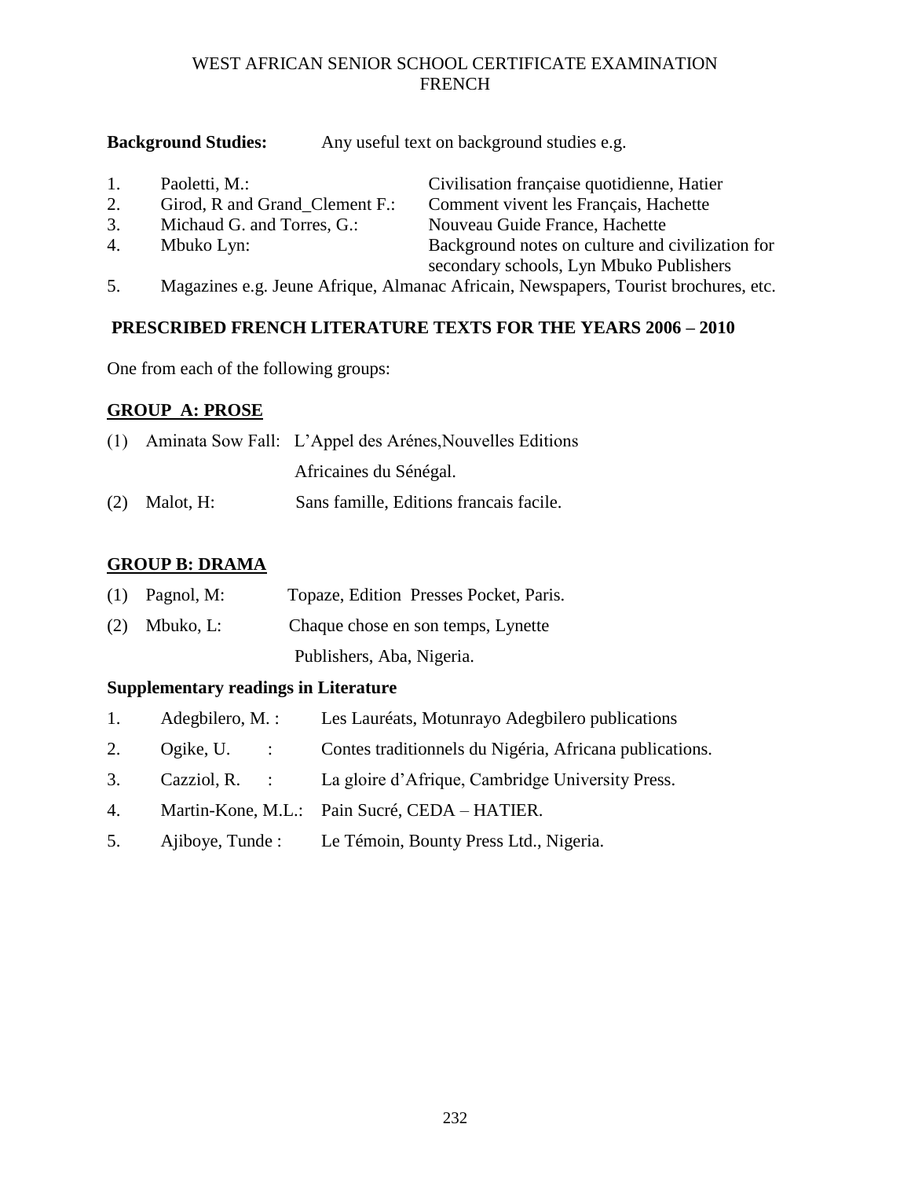WEST AFRICAN SENIOR SCHOOL CERTIFICATE EXAMINATION
FRENCH

**Background Studies:** Any useful text on background studies e.g.

1. Paoletti, M.: Civilisation française quotidienne, Hatier
2. Girod, R and Grand_Clement F.: Comment vivent les Français, Hachette
3. Michaud G. and Torres, G.: Nouveau Guide France, Hachette
4. Mbuko Lyn: Background notes on culture and civilization for secondary schools, Lyn Mbuko Publishers
5. Magazines e.g. Jeune Afrique, Almanac Africain, Newspapers, Tourist brochures, etc.

## PRESCRIBED FRENCH LITERATURE TEXTS FOR THE YEARS 2006 – 2010

One from each of the following groups:

### GROUP A: PROSE

(1) Aminata Sow Fall: L'Appel des Arénes,Nouvelles Editions Africaines du Sénégal.

(2) Malot, H: Sans famille, Editions francais facile.

### GROUP B: DRAMA

(1) Pagnol, M: Topaze, Edition Presses Pocket, Paris.

(2) Mbuko, L: Chaque chose en son temps, Lynette Publishers, Aba, Nigeria.

### Supplementary readings in Literature

1. Adegbilero, M. : Les Lauréats, Motunrayo Adegbilero publications
2. Ogike, U. : Contes traditionnels du Nigéria, Africana publications.
3. Cazziol, R. : La gloire d'Afrique, Cambridge University Press.
4. Martin-Kone, M.L.: Pain Sucré, CEDA – HATIER.
5. Ajiboye, Tunde : Le Témoin, Bounty Press Ltd., Nigeria.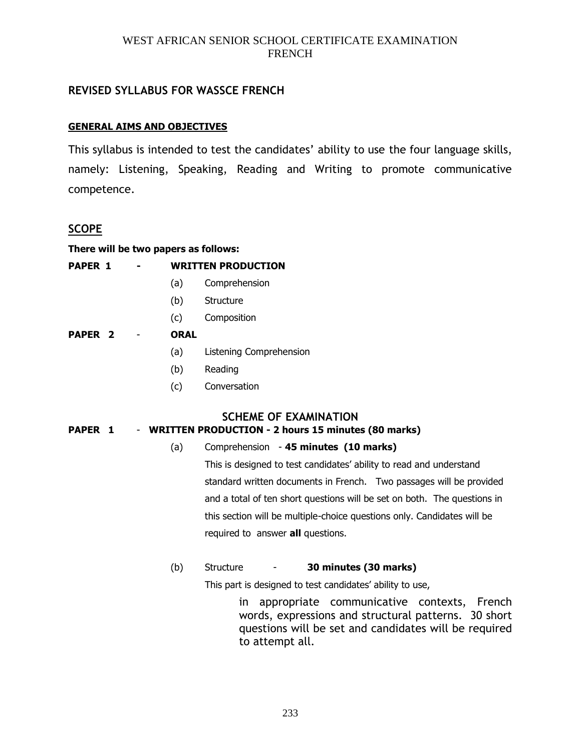WEST AFRICAN SENIOR SCHOOL CERTIFICATE EXAMINATION
FRENCH

## REVISED SYLLABUS FOR WASSCE FRENCH

### GENERAL AIMS AND OBJECTIVES

This syllabus is intended to test the candidates' ability to use the four language skills, namely: Listening, Speaking, Reading and Writing to promote communicative competence.

### SCOPE

**There will be two papers as follows:**

**PAPER 1 - WRITTEN PRODUCTION**

- (a) Comprehension
- (b) Structure
- (c) Composition

**PAPER 2 - ORAL**

- (a) Listening Comprehension
- (b) Reading
- (c) Conversation

### SCHEME OF EXAMINATION

**PAPER 1 - WRITTEN PRODUCTION - 2 hours 15 minutes (80 marks)**

(a) Comprehension - **45 minutes (10 marks)**

This is designed to test candidates' ability to read and understand standard written documents in French. Two passages will be provided and a total of ten short questions will be set on both. The questions in this section will be multiple-choice questions only. Candidates will be required to answer **all** questions.

(b) Structure - **30 minutes (30 marks)**

This part is designed to test candidates' ability to use,

in appropriate communicative contexts, French words, expressions and structural patterns. 30 short questions will be set and candidates will be required to attempt all.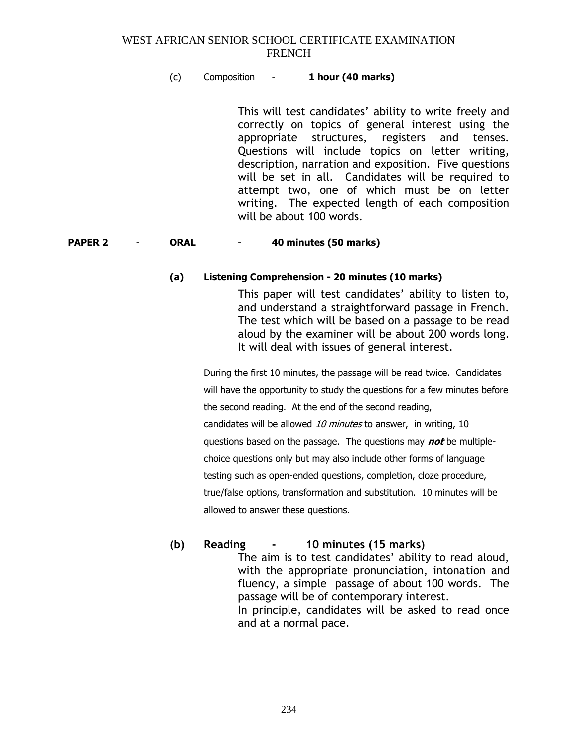WEST AFRICAN SENIOR SCHOOL CERTIFICATE EXAMINATION
FRENCH

(c) Composition - **1 hour (40 marks)**

This will test candidates' ability to write freely and correctly on topics of general interest using the appropriate structures, registers and tenses. Questions will include topics on letter writing, description, narration and exposition. Five questions will be set in all. Candidates will be required to attempt two, one of which must be on letter writing. The expected length of each composition will be about 100 words.

**PAPER 2** - **ORAL** - **40 minutes (50 marks)**

**(a) Listening Comprehension - 20 minutes (10 marks)**

This paper will test candidates' ability to listen to, and understand a straightforward passage in French. The test which will be based on a passage to be read aloud by the examiner will be about 200 words long. It will deal with issues of general interest.

During the first 10 minutes, the passage will be read twice. Candidates will have the opportunity to study the questions for a few minutes before the second reading. At the end of the second reading, candidates will be allowed *10 minutes* to answer, in writing, 10 questions based on the passage. The questions may ***not*** be multiple-choice questions only but may also include other forms of language testing such as open-ended questions, completion, cloze procedure, true/false options, transformation and substitution. 10 minutes will be allowed to answer these questions.

**(b) Reading - 10 minutes (15 marks)**

The aim is to test candidates' ability to read aloud, with the appropriate pronunciation, intonation and fluency, a simple passage of about 100 words. The passage will be of contemporary interest.
In principle, candidates will be asked to read once and at a normal pace.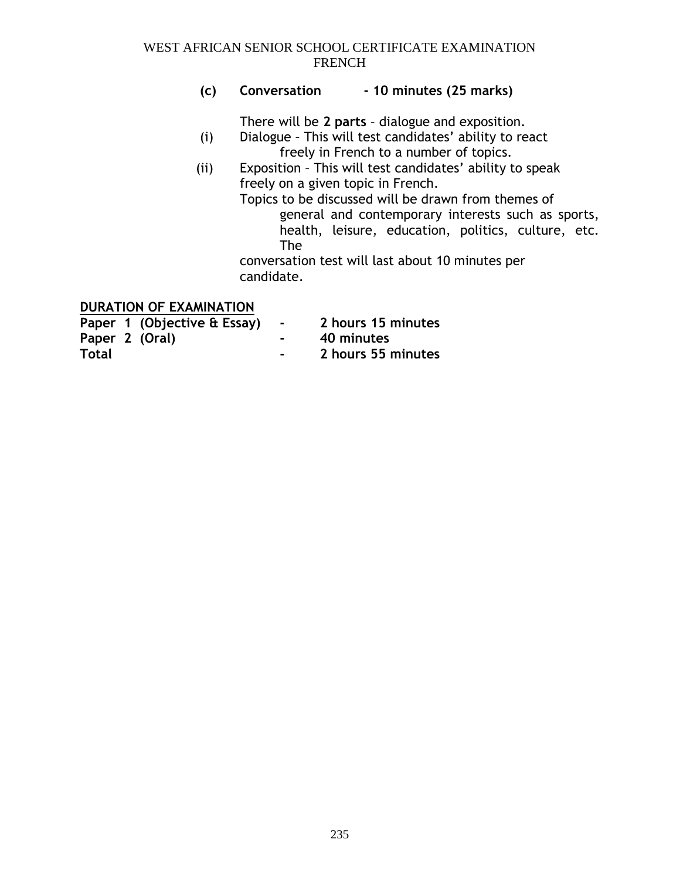**(c) Conversation - 10 minutes (25 marks)**

There will be **2 parts** – dialogue and exposition.

(i) Dialogue – This will test candidates' ability to react freely in French to a number of topics.

(ii) Exposition – This will test candidates' ability to speak freely on a given topic in French.

Topics to be discussed will be drawn from themes of general and contemporary interests such as sports, health, leisure, education, politics, culture, etc. The conversation test will last about 10 minutes per candidate.

**DURATION OF EXAMINATION**

| | | |
|---|---|---|
| **Paper 1 (Objective & Essay)** | **-** | **2 hours 15 minutes** |
| **Paper 2 (Oral)** | **-** | **40 minutes** |
| **Total** | **-** | **2 hours 55 minutes** |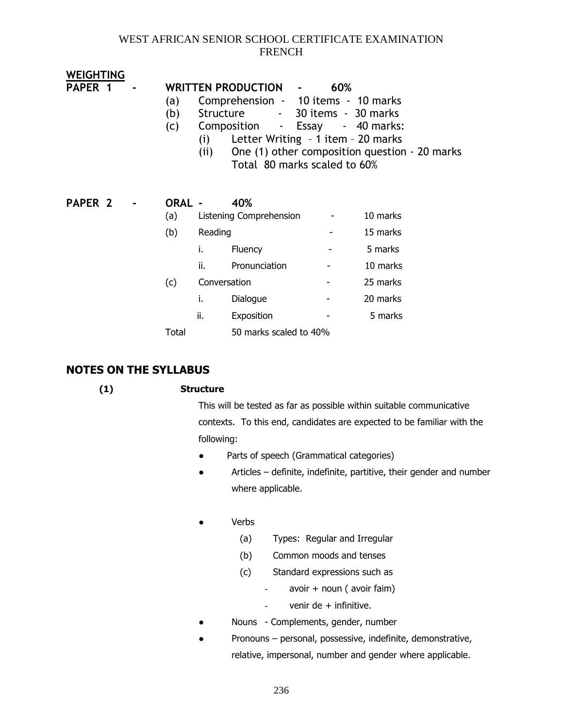WEST AFRICAN SENIOR SCHOOL CERTIFICATE EXAMINATION
FRENCH

## WEIGHTING

**PAPER 1 - WRITTEN PRODUCTION - 60%**

(a) Comprehension - 10 items - 10 marks
(b) Structure - 30 items - 30 marks
(c) Composition - Essay - 40 marks:
  (i) Letter Writing – 1 item – 20 marks
  (ii) One (1) other composition question - 20 marks
  Total 80 marks scaled to 60%

**PAPER 2 - ORAL - 40%**

| | | | |
|---|---|---|---|
| (a) | Listening Comprehension | - | 10 marks |
| (b) | Reading | - | 15 marks |
| | i. Fluency | - | 5 marks |
| | ii. Pronunciation | - | 10 marks |
| (c) | Conversation | - | 25 marks |
| | i. Dialogue | - | 20 marks |
| | ii. Exposition | - | 5 marks |
| Total | 50 marks scaled to 40% | | |

## NOTES ON THE SYLLABUS

**(1) Structure**

This will be tested as far as possible within suitable communicative contexts. To this end, candidates are expected to be familiar with the following:

- Parts of speech (Grammatical categories)
- Articles – definite, indefinite, partitive, their gender and number where applicable.
- Verbs
  - (a) Types: Regular and Irregular
  - (b) Common moods and tenses
  - (c) Standard expressions such as
    - avoir + noun ( avoir faim)
    - venir de + infinitive.
- Nouns - Complements, gender, number
- Pronouns – personal, possessive, indefinite, demonstrative, relative, impersonal, number and gender where applicable.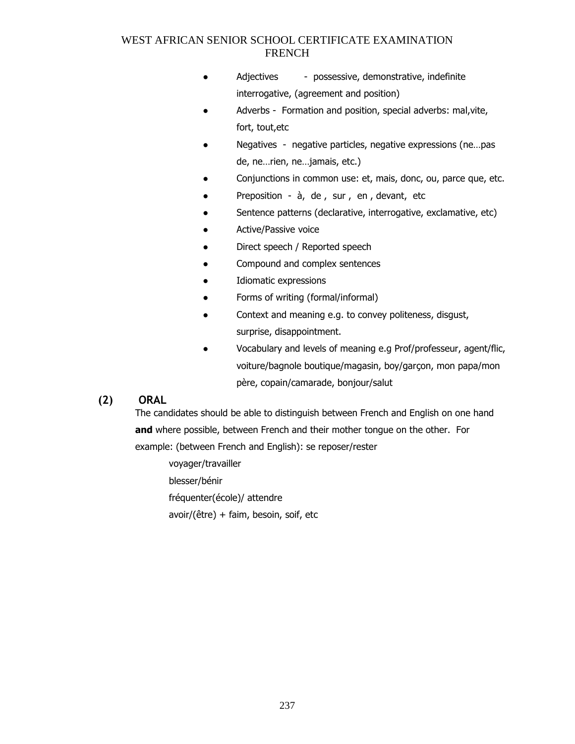- Adjectives - possessive, demonstrative, indefinite interrogative, (agreement and position)
- Adverbs - Formation and position, special adverbs: mal,vite, fort, tout,etc
- Negatives - negative particles, negative expressions (ne…pas de, ne…rien, ne…jamais, etc.)
- Conjunctions in common use: et, mais, donc, ou, parce que, etc.
- Preposition - à, de , sur , en , devant, etc
- Sentence patterns (declarative, interrogative, exclamative, etc)
- Active/Passive voice
- Direct speech / Reported speech
- Compound and complex sentences
- Idiomatic expressions
- Forms of writing (formal/informal)
- Context and meaning e.g. to convey politeness, disgust, surprise, disappointment.
- Vocabulary and levels of meaning e.g Prof/professeur, agent/flic, voiture/bagnole boutique/magasin, boy/garçon, mon papa/mon père, copain/camarade, bonjour/salut

**(2) ORAL**

The candidates should be able to distinguish between French and English on one hand **and** where possible, between French and their mother tongue on the other. For example: (between French and English): se reposer/rester

voyager/travailler

blesser/bénir

fréquenter(école)/ attendre

avoir/(être) + faim, besoin, soif, etc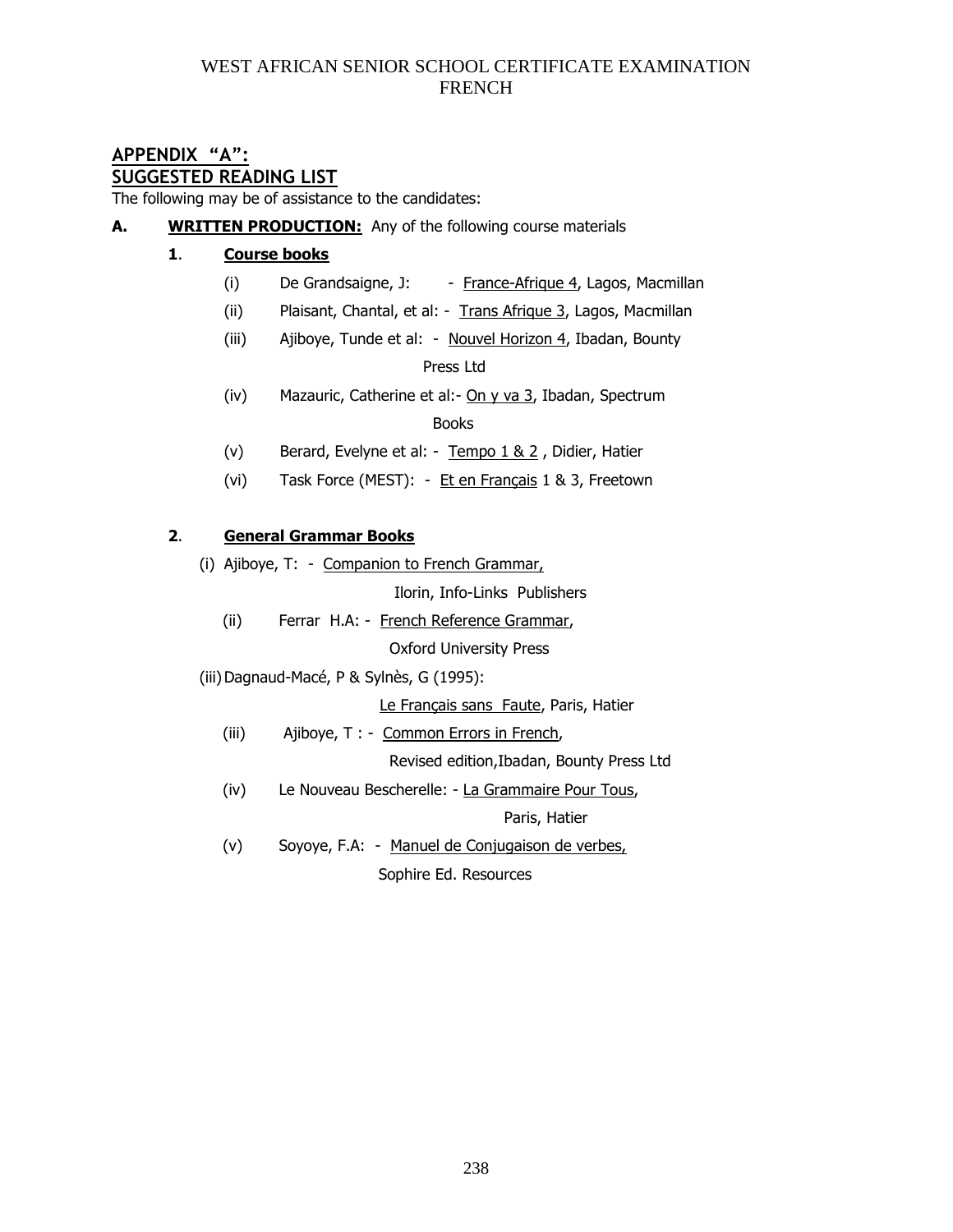## APPENDIX "A": SUGGESTED READING LIST

The following may be of assistance to the candidates:

**A. WRITTEN PRODUCTION:** Any of the following course materials

**1. Course books**

- (i) De Grandsaigne, J: - France-Afrique 4, Lagos, Macmillan
- (ii) Plaisant, Chantal, et al: - Trans Afrique 3, Lagos, Macmillan
- (iii) Ajiboye, Tunde et al: - Nouvel Horizon 4, Ibadan, Bounty Press Ltd
- (iv) Mazauric, Catherine et al:- On y va 3, Ibadan, Spectrum Books
- (v) Berard, Evelyne et al: - Tempo 1 & 2 , Didier, Hatier
- (vi) Task Force (MEST): - Et en Français 1 & 3, Freetown

**2. General Grammar Books**

- (i) Ajiboye, T: - Companion to French Grammar, Ilorin, Info-Links Publishers
- (ii) Ferrar H.A: - French Reference Grammar, Oxford University Press
- (iii) Dagnaud-Macé, P & Sylnès, G (1995): Le Français sans Faute, Paris, Hatier
- (iii) Ajiboye, T : - Common Errors in French, Revised edition,Ibadan, Bounty Press Ltd
- (iv) Le Nouveau Bescherelle: - La Grammaire Pour Tous, Paris, Hatier
- (v) Soyoye, F.A: - Manuel de Conjugaison de verbes, Sophire Ed. Resources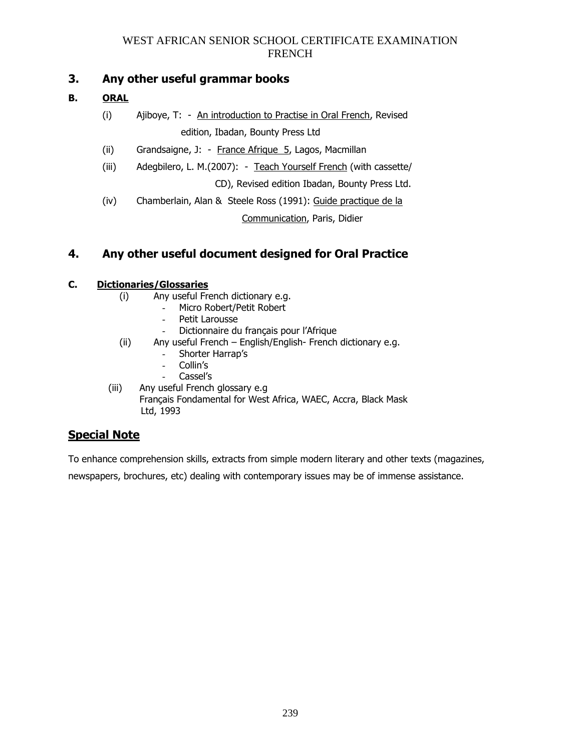## 3. Any other useful grammar books

**B. ORAL**

(i) Ajiboye, T: - An introduction to Practise in Oral French, Revised edition, Ibadan, Bounty Press Ltd

(ii) Grandsaigne, J: - France Afrique 5, Lagos, Macmillan

(iii) Adegbilero, L. M.(2007): - Teach Yourself French (with cassette/ CD), Revised edition Ibadan, Bounty Press Ltd.

(iv) Chamberlain, Alan & Steele Ross (1991): Guide pratique de la Communication, Paris, Didier

## 4. Any other useful document designed for Oral Practice

**C. Dictionaries/Glossaries**

(i) Any useful French dictionary e.g.
- Micro Robert/Petit Robert
- Petit Larousse
- Dictionnaire du français pour l'Afrique

(ii) Any useful French – English/English- French dictionary e.g.
- Shorter Harrap's
- Collin's
- Cassel's

(iii) Any useful French glossary e.g
Français Fondamental for West Africa, WAEC, Accra, Black Mask Ltd, 1993

## Special Note

To enhance comprehension skills, extracts from simple modern literary and other texts (magazines, newspapers, brochures, etc) dealing with contemporary issues may be of immense assistance.